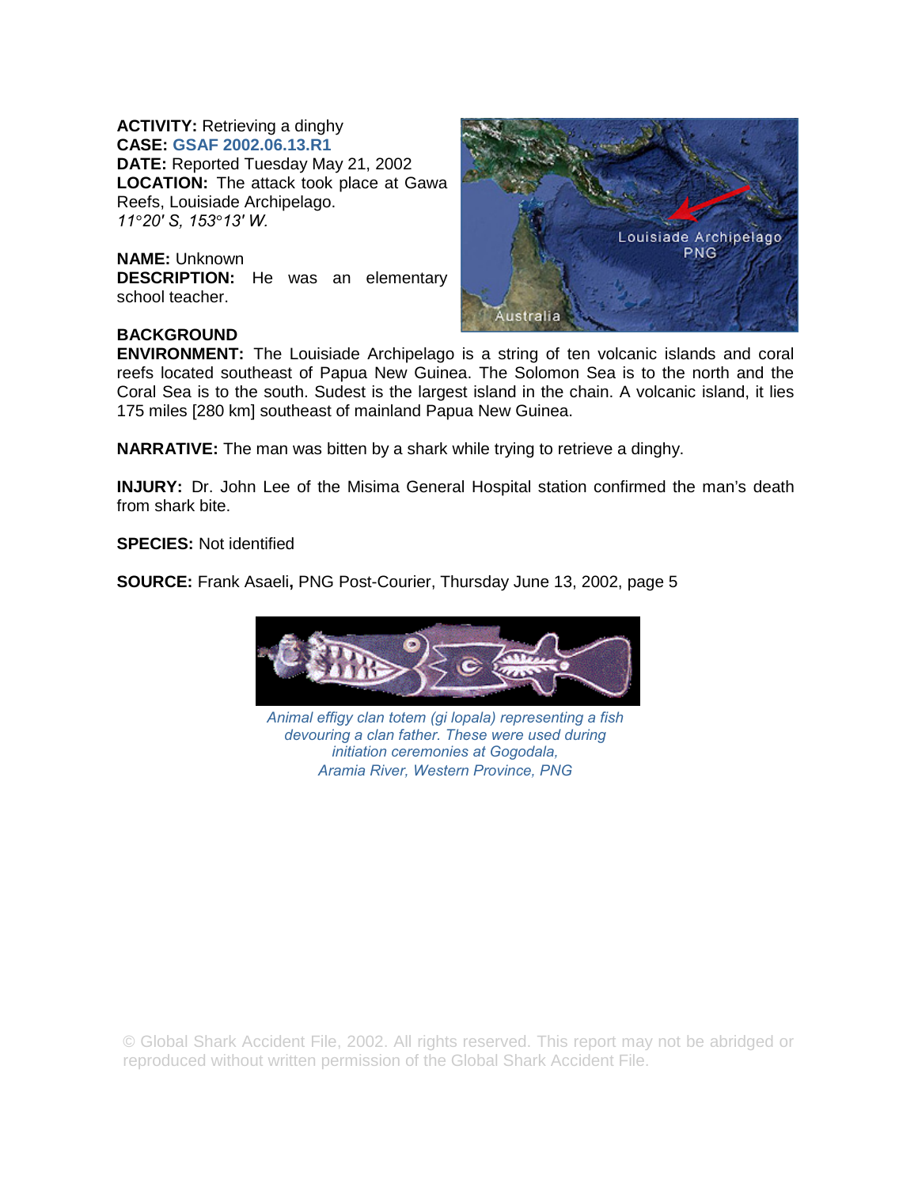**ACTIVITY:** Retrieving a dinghy
**CASE:** GSAF 2002.06.13.R1
**DATE:** Reported Tuesday May 21, 2002
**LOCATION:** The attack took place at Gawa Reefs, Louisiade Archipelago.
*11°20′ S, 153°13′ W.*

**NAME:** Unknown
**DESCRIPTION:** He was an elementary school teacher.

**BACKGROUND**

**ENVIRONMENT:** The Louisiade Archipelago is a string of ten volcanic islands and coral reefs located southeast of Papua New Guinea. The Solomon Sea is to the north and the Coral Sea is to the south. Sudest is the largest island in the chain. A volcanic island, it lies 175 miles [280 km] southeast of mainland Papua New Guinea.

**NARRATIVE:** The man was bitten by a shark while trying to retrieve a dinghy.

**INJURY:** Dr. John Lee of the Misima General Hospital station confirmed the man's death from shark bite.

**SPECIES:** Not identified

**SOURCE:** Frank Asaeli**,** PNG Post-Courier, Thursday June 13, 2002, page 5

*Animal effigy clan totem (gi lopala) representing a fish devouring a clan father. These were used during initiation ceremonies at Gogodala, Aramia River, Western Province, PNG*

© Global Shark Accident File, 2002. All rights reserved. This report may not be abridged or reproduced without written permission of the Global Shark Accident File.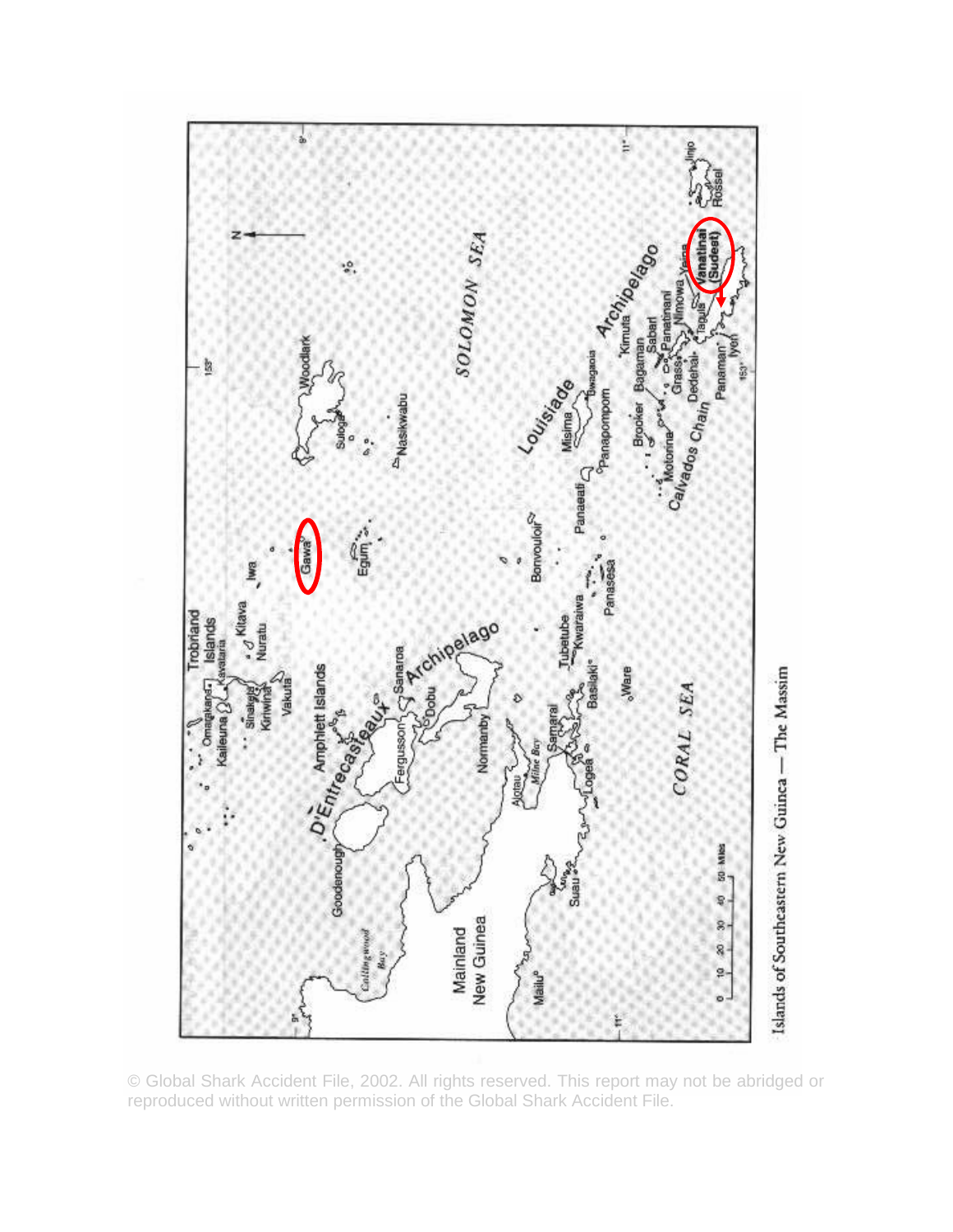Islands of Southeastern New Guinea — The Massim

© Global Shark Accident File, 2002. All rights reserved. This report may not be abridged or reproduced without written permission of the Global Shark Accident File.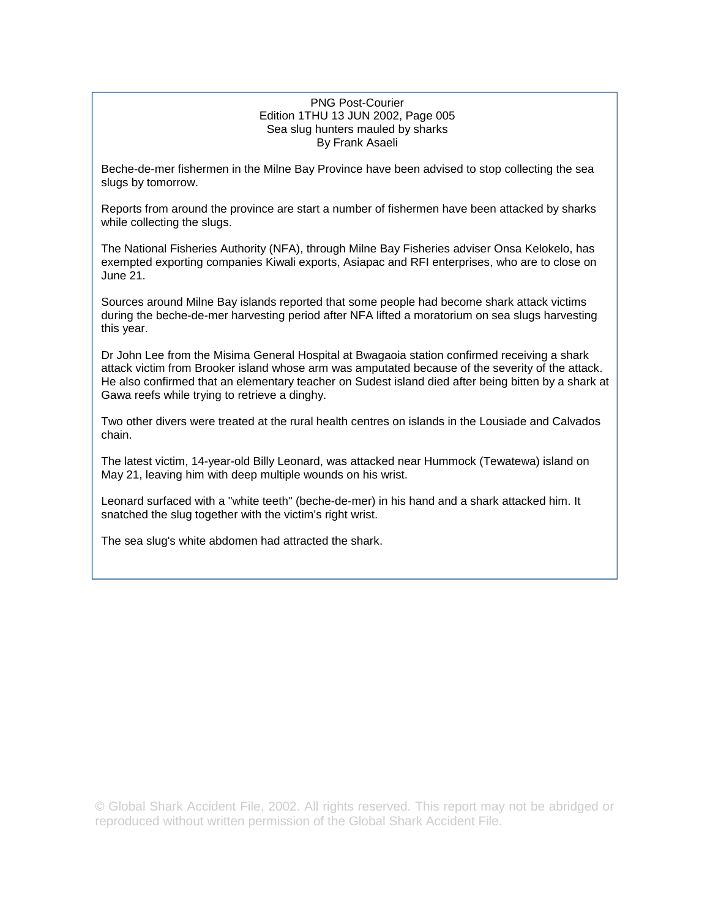PNG Post-Courier
Edition 1THU 13 JUN 2002, Page 005
Sea slug hunters mauled by sharks
By Frank Asaeli

Beche-de-mer fishermen in the Milne Bay Province have been advised to stop collecting the sea slugs by tomorrow.

Reports from around the province are start a number of fishermen have been attacked by sharks while collecting the slugs.

The National Fisheries Authority (NFA), through Milne Bay Fisheries adviser Onsa Kelokelo, has exempted exporting companies Kiwali exports, Asiapac and RFI enterprises, who are to close on June 21.

Sources around Milne Bay islands reported that some people had become shark attack victims during the beche-de-mer harvesting period after NFA lifted a moratorium on sea slugs harvesting this year.

Dr John Lee from the Misima General Hospital at Bwagaoia station confirmed receiving a shark attack victim from Brooker island whose arm was amputated because of the severity of the attack. He also confirmed that an elementary teacher on Sudest island died after being bitten by a shark at Gawa reefs while trying to retrieve a dinghy.

Two other divers were treated at the rural health centres on islands in the Lousiade and Calvados chain.

The latest victim, 14-year-old Billy Leonard, was attacked near Hummock (Tewatewa) island on May 21, leaving him with deep multiple wounds on his wrist.

Leonard surfaced with a "white teeth" (beche-de-mer) in his hand and a shark attacked him. It snatched the slug together with the victim's right wrist.

The sea slug's white abdomen had attracted the shark.

© Global Shark Accident File, 2002. All rights reserved. This report may not be abridged or reproduced without written permission of the Global Shark Accident File.